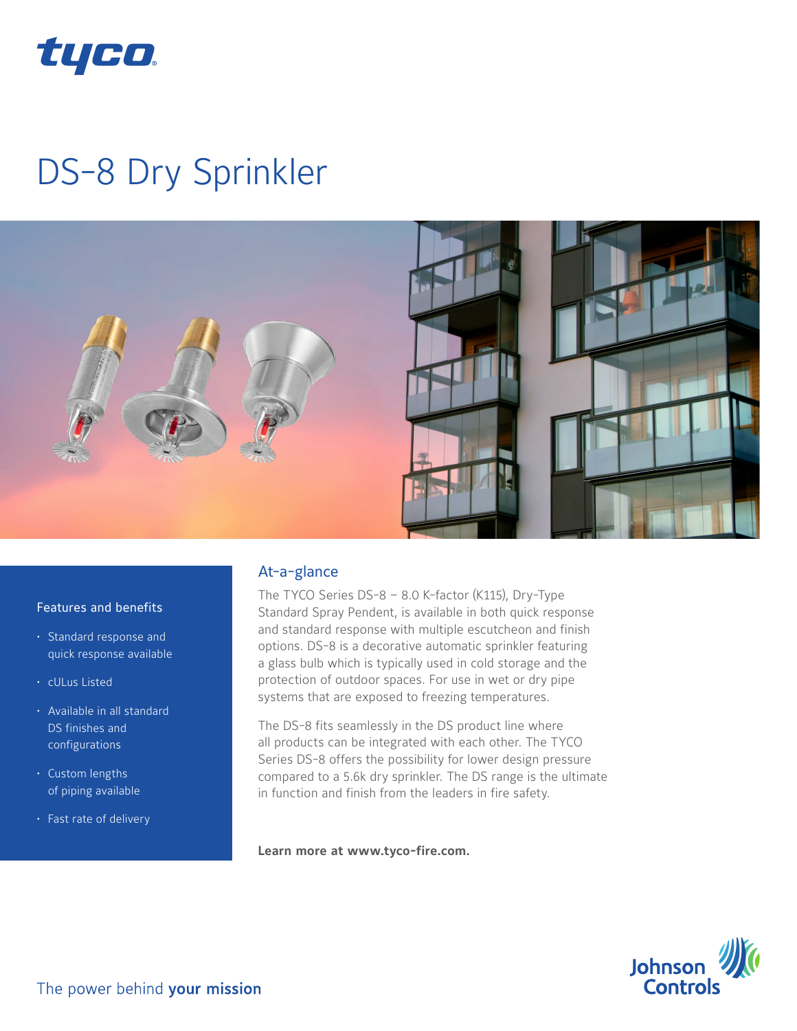tyco

# DS-8 Dry Sprinkler

## Features and benefits

- Standard response and quick response available
- cULus Listed
- Available in all standard DS finishes and configurations
- Custom lengths of piping available
- Fast rate of delivery

## At-a-glance

The TYCO Series DS-8 – 8.0 K-factor (K115), Dry-Type Standard Spray Pendent, is available in both quick response and standard response with multiple escutcheon and finish options. DS-8 is a decorative automatic sprinkler featuring a glass bulb which is typically used in cold storage and the protection of outdoor spaces. For use in wet or dry pipe systems that are exposed to freezing temperatures.

The DS-8 fits seamlessly in the DS product line where all products can be integrated with each other. The TYCO Series DS-8 offers the possibility for lower design pressure compared to a 5.6k dry sprinkler. The DS range is the ultimate in function and finish from the leaders in fire safety.

**Learn more at www.tyco-fire.com.**

The power behind **your mission**

Johnson Controls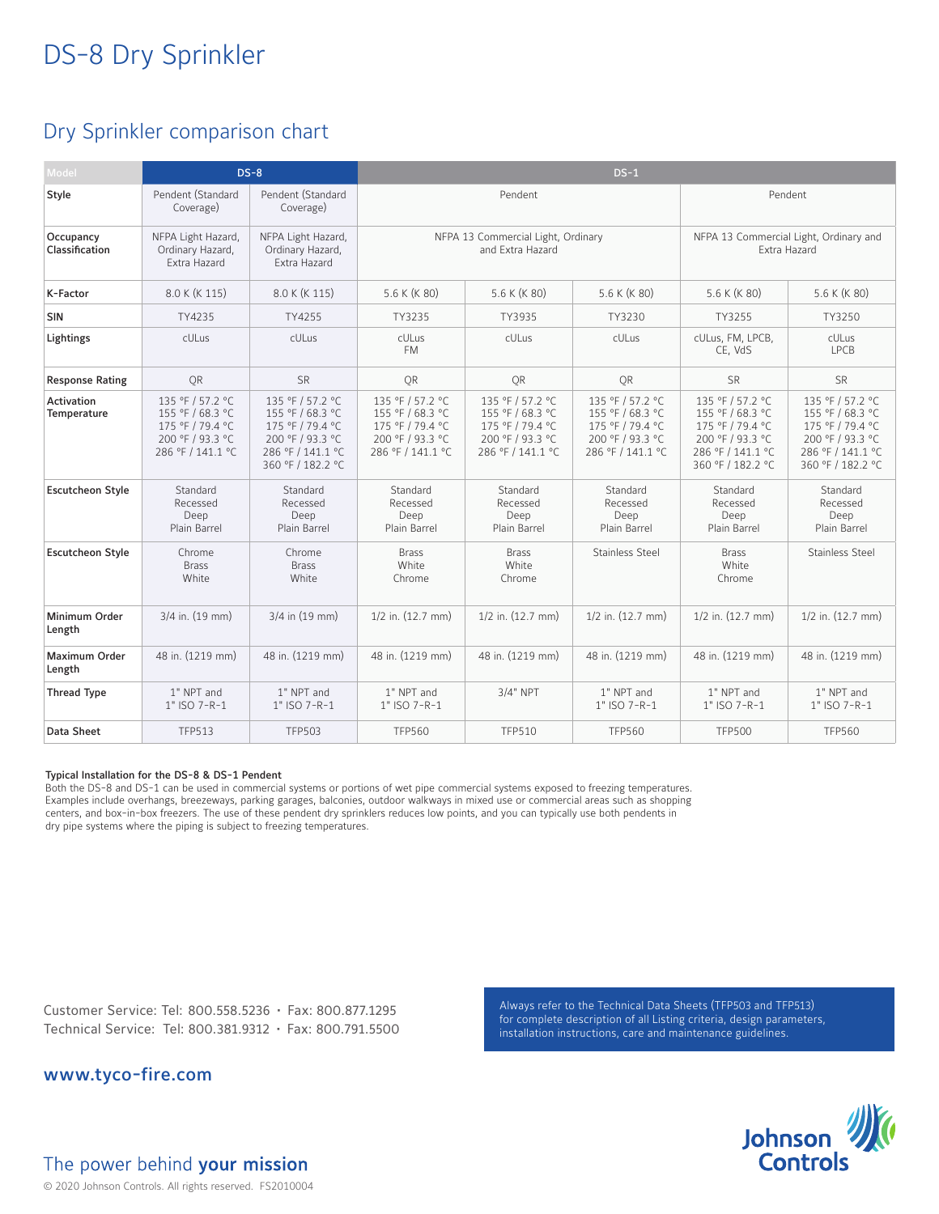# DS-8 Dry Sprinkler

## Dry Sprinkler comparison chart

| Model | DS-8 | | DS-1 | | | | |
|---|---|---|---|---|---|---|---|
| Style | Pendent (Standard Coverage) | Pendent (Standard Coverage) | Pendent | | | Pendent | |
| Occupancy Classification | NFPA Light Hazard, Ordinary Hazard, Extra Hazard | NFPA Light Hazard, Ordinary Hazard, Extra Hazard | NFPA 13 Commercial Light, Ordinary and Extra Hazard | | | NFPA 13 Commercial Light, Ordinary and Extra Hazard | |
| K-Factor | 8.0 K (K 115) | 8.0 K (K 115) | 5.6 K (K 80) | 5.6 K (K 80) | 5.6 K (K 80) | 5.6 K (K 80) | 5.6 K (K 80) |
| SIN | TY4235 | TY4255 | TY3235 | TY3935 | TY3230 | TY3255 | TY3250 |
| Lightings | cULus | cULus | cULus FM | cULus | cULus | cULus, FM, LPCB, CE, VdS | cULus LPCB |
| Response Rating | QR | SR | QR | QR | QR | SR | SR |
| Activation Temperature | 135 °F / 57.2 °C<br>155 °F / 68.3 °C<br>175 °F / 79.4 °C<br>200 °F / 93.3 °C<br>286 °F / 141.1 °C | 135 °F / 57.2 °C<br>155 °F / 68.3 °C<br>175 °F / 79.4 °C<br>200 °F / 93.3 °C<br>286 °F / 141.1 °C<br>360 °F / 182.2 °C | 135 °F / 57.2 °C<br>155 °F / 68.3 °C<br>175 °F / 79.4 °C<br>200 °F / 93.3 °C<br>286 °F / 141.1 °C | 135 °F / 57.2 °C<br>155 °F / 68.3 °C<br>175 °F / 79.4 °C<br>200 °F / 93.3 °C<br>286 °F / 141.1 °C | 135 °F / 57.2 °C<br>155 °F / 68.3 °C<br>175 °F / 79.4 °C<br>200 °F / 93.3 °C<br>286 °F / 141.1 °C | 135 °F / 57.2 °C<br>155 °F / 68.3 °C<br>175 °F / 79.4 °C<br>200 °F / 93.3 °C<br>286 °F / 141.1 °C<br>360 °F / 182.2 °C | 135 °F / 57.2 °C<br>155 °F / 68.3 °C<br>175 °F / 79.4 °C<br>200 °F / 93.3 °C<br>286 °F / 141.1 °C<br>360 °F / 182.2 °C |
| Escutcheon Style | Standard<br>Recessed<br>Deep<br>Plain Barrel | Standard<br>Recessed<br>Deep<br>Plain Barrel | Standard<br>Recessed<br>Deep<br>Plain Barrel | Standard<br>Recessed<br>Deep<br>Plain Barrel | Standard<br>Recessed<br>Deep<br>Plain Barrel | Standard<br>Recessed<br>Deep<br>Plain Barrel | Standard<br>Recessed<br>Deep<br>Plain Barrel |
| Escutcheon Style | Chrome<br>Brass<br>White | Chrome<br>Brass<br>White | Brass<br>White<br>Chrome | Brass<br>White<br>Chrome | Stainless Steel | Brass<br>White<br>Chrome | Stainless Steel |
| Minimum Order Length | 3/4 in. (19 mm) | 3/4 in (19 mm) | 1/2 in. (12.7 mm) | 1/2 in. (12.7 mm) | 1/2 in. (12.7 mm) | 1/2 in. (12.7 mm) | 1/2 in. (12.7 mm) |
| Maximum Order Length | 48 in. (1219 mm) | 48 in. (1219 mm) | 48 in. (1219 mm) | 48 in. (1219 mm) | 48 in. (1219 mm) | 48 in. (1219 mm) | 48 in. (1219 mm) |
| Thread Type | 1" NPT and 1" ISO 7-R-1 | 1" NPT and 1" ISO 7-R-1 | 1" NPT and 1" ISO 7-R-1 | 3/4" NPT | 1" NPT and 1" ISO 7-R-1 | 1" NPT and 1" ISO 7-R-1 | 1" NPT and 1" ISO 7-R-1 |
| Data Sheet | TFP513 | TFP503 | TFP560 | TFP510 | TFP560 | TFP500 | TFP560 |

**Typical Installation for the DS-8 & DS-1 Pendent**

Both the DS-8 and DS-1 can be used in commercial systems or portions of wet pipe commercial systems exposed to freezing temperatures. Examples include overhangs, breezeways, parking garages, balconies, outdoor walkways in mixed use or commercial areas such as shopping centers, and box-in-box freezers. The use of these pendent dry sprinklers reduces low points, and you can typically use both pendents in dry pipe systems where the piping is subject to freezing temperatures.

Customer Service: Tel: 800.558.5236 · Fax: 800.877.1295
Technical Service: Tel: 800.381.9312 · Fax: 800.791.5500

Always refer to the Technical Data Sheets (TFP503 and TFP513) for complete description of all Listing criteria, design parameters, installation instructions, care and maintenance guidelines.

**www.tyco-fire.com**

Johnson Controls

The power behind **your mission**

© 2020 Johnson Controls. All rights reserved. FS2010004